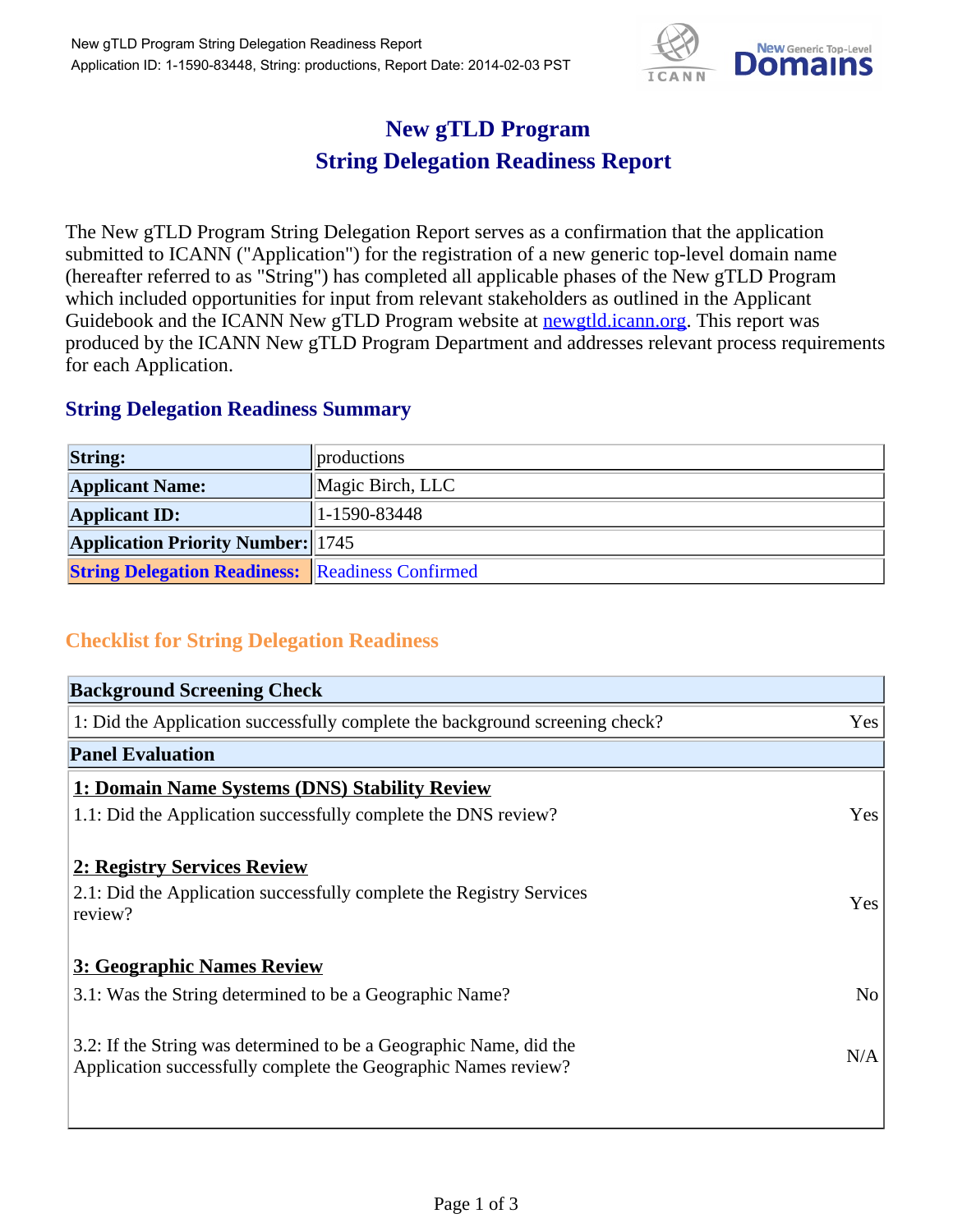# New gTLD Program
# String Delegation Readiness Report

The New gTLD Program String Delegation Report serves as a confirmation that the application submitted to ICANN ("Application") for the registration of a new generic top-level domain name (hereafter referred to as "String") has completed all applicable phases of the New gTLD Program which included opportunities for input from relevant stakeholders as outlined in the Applicant Guidebook and the ICANN New gTLD Program website at newgtld.icann.org. This report was produced by the ICANN New gTLD Program Department and addresses relevant process requirements for each Application.

## String Delegation Readiness Summary

| | |
|---|---|
| **String:** | productions |
| **Applicant Name:** | Magic Birch, LLC |
| **Applicant ID:** | 1-1590-83448 |
| **Application Priority Number:** | 1745 |
| **String Delegation Readiness:** | Readiness Confirmed |

## Checklist for String Delegation Readiness

| **Background Screening Check** | |
|---|---|
| 1: Did the Application successfully complete the background screening check? | Yes |
| **Panel Evaluation** | |
| **1: Domain Name Systems (DNS) Stability Review** | |
| 1.1: Did the Application successfully complete the DNS review? | Yes |
| **2: Registry Services Review** | |
| 2.1: Did the Application successfully complete the Registry Services review? | Yes |
| **3: Geographic Names Review** | |
| 3.1: Was the String determined to be a Geographic Name? | No |
| 3.2: If the String was determined to be a Geographic Name, did the Application successfully complete the Geographic Names review? | N/A |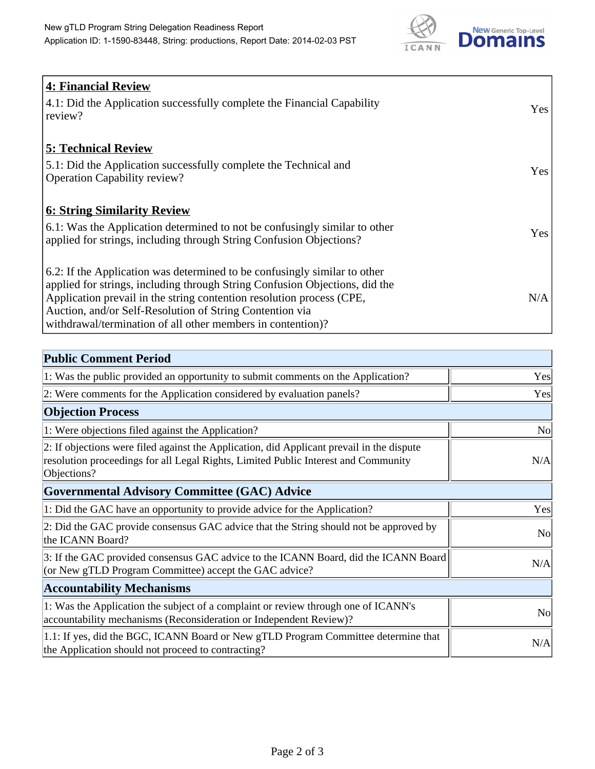| **4: Financial Review** | |
|---|---|
| 4.1: Did the Application successfully complete the Financial Capability review? | Yes |
| **5: Technical Review** | |
| 5.1: Did the Application successfully complete the Technical and Operation Capability review? | Yes |
| **6: String Similarity Review** | |
| 6.1: Was the Application determined to not be confusingly similar to other applied for strings, including through String Confusion Objections? | Yes |
| 6.2: If the Application was determined to be confusingly similar to other applied for strings, including through String Confusion Objections, did the Application prevail in the string contention resolution process (CPE, Auction, and/or Self-Resolution of String Contention via withdrawal/termination of all other members in contention)? | N/A |

| **Public Comment Period** | |
|---|---|
| 1: Was the public provided an opportunity to submit comments on the Application? | Yes |
| 2: Were comments for the Application considered by evaluation panels? | Yes |
| **Objection Process** | |
| 1: Were objections filed against the Application? | No |
| 2: If objections were filed against the Application, did Applicant prevail in the dispute resolution proceedings for all Legal Rights, Limited Public Interest and Community Objections? | N/A |
| **Governmental Advisory Committee (GAC) Advice** | |
| 1: Did the GAC have an opportunity to provide advice for the Application? | Yes |
| 2: Did the GAC provide consensus GAC advice that the String should not be approved by the ICANN Board? | No |
| 3: If the GAC provided consensus GAC advice to the ICANN Board, did the ICANN Board (or New gTLD Program Committee) accept the GAC advice? | N/A |
| **Accountability Mechanisms** | |
| 1: Was the Application the subject of a complaint or review through one of ICANN's accountability mechanisms (Reconsideration or Independent Review)? | No |
| 1.1: If yes, did the BGC, ICANN Board or New gTLD Program Committee determine that the Application should not proceed to contracting? | N/A |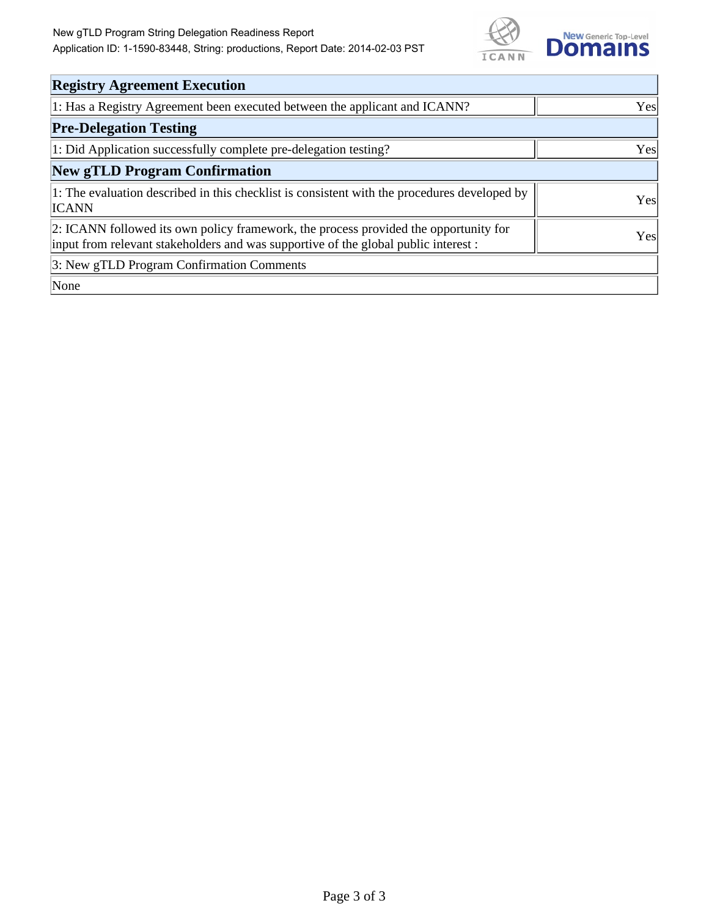## Registry Agreement Execution

| | |
|---|---|
| 1: Has a Registry Agreement been executed between the applicant and ICANN? | Yes |

## Pre-Delegation Testing

| | |
|---|---|
| 1: Did Application successfully complete pre-delegation testing? | Yes |

## New gTLD Program Confirmation

| | |
|---|---|
| 1: The evaluation described in this checklist is consistent with the procedures developed by ICANN | Yes |
| 2: ICANN followed its own policy framework, the process provided the opportunity for input from relevant stakeholders and was supportive of the global public interest : | Yes |

3: New gTLD Program Confirmation Comments

None